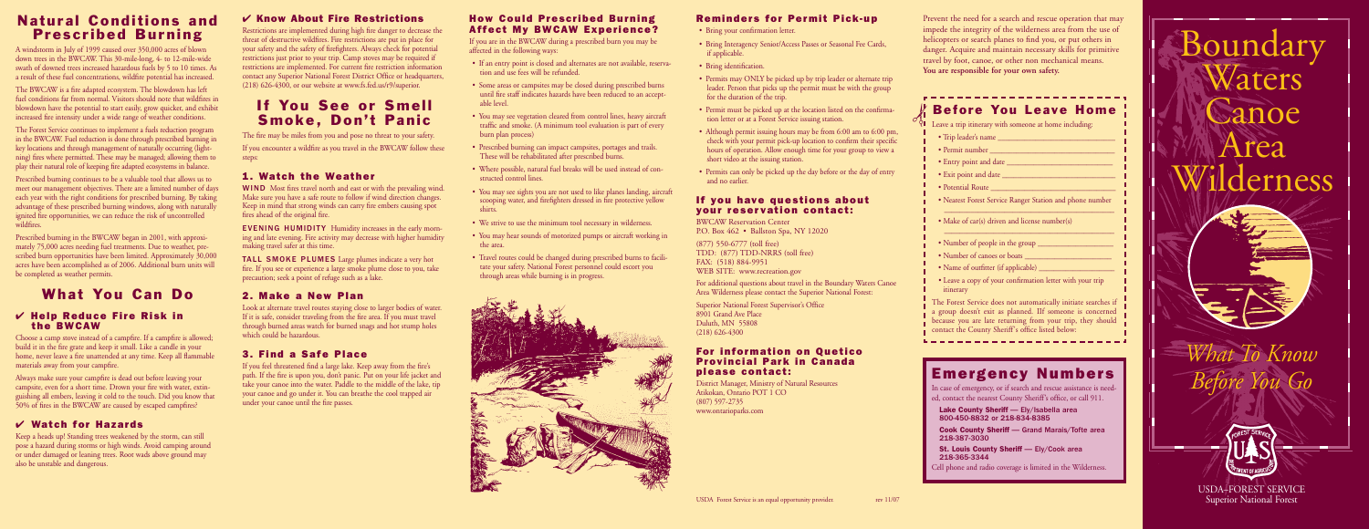## Natural Conditions and Prescribed Burning

A windstorm in July of 1999 caused over 350,000 acres of blown down trees in the BWCAW. This 30-mile-long, 4- to 12-mile-wide swath of downed trees increased hazardous fuels by 5 to 10 times. As a result of these fuel concentrations, wildfire potential has increased.

The BWCAW is a fire adapted ecosystem. The blowdown has left fuel conditions far from normal. Visitors should note that wildfires in blowdown have the potential to start easily, grow quicker, and exhibit increased fire intensity under a wide range of weather conditions.

The Forest Service continues to implement a fuels reduction program in the BWCAW. Fuel reduction is done through prescribed burning in key locations and through management of naturally occurring (lightning) fires where permitted. These may be managed; allowing them to play their natural role of keeping fire adapted ecosystems in balance.

Prescribed burning continues to be a valuable tool that allows us to meet our management objectives. There are a limited number of days each year with the right conditions for prescribed burning. By taking advantage of these prescribed burning windows, along with naturally ignited fire opportunities, we can reduce the risk of uncontrolled wildfires.

Prescribed burning in the BWCAW began in 2001, with approximately 75,000 acres needing fuel treatments. Due to weather, prescribed burn opportunities have been limited. Approximately 30,000 acres have been accomplished as of 2006. Additional burn units will be completed as weather permits.

## What You Can Do

### ✔ Help Reduce Fire Risk in the BWCAW

Choose a camp stove instead of a campfire. If a campfire is allowed; build it in the fire grate and keep it small. Like a candle in your home, never leave a fire unattended at any time. Keep all flammable materials away from your campfire.

Always make sure your campfire is dead out before leaving your campsite, even for a short time. Drown your fire with water, extinguishing all embers, leaving it cold to the touch. Did you know that 50% of fires in the BWCAW are caused by escaped campfires?

### ✔ Watch for Hazards

Keep a heads up! Standing trees weakened by the storm, can still pose a hazard during storms or high winds. Avoid camping around or under damaged or leaning trees. Root wads above ground may also be unstable and dangerous.

### ✔ Know About Fire Restrictions

Restrictions are implemented during high fire danger to decrease the threat of destructive wildfires. Fire restrictions are put in place for your safety and the safety of firefighters. Always check for potential restrictions just prior to your trip. Camp stoves may be required if restrictions are implemented. For current fire restriction information contact any Superior National Forest District Office or headquarters, (218) 626-4300, or our website at www.fs.fed.us/r9/superior.

## If You See or Smell Smoke, Don't Panic

The fire may be miles from you and pose no threat to your safety.

If you encounter a wildfire as you travel in the BWCAW follow these steps:

### 1. Watch the Weather

**WIND** Most fires travel north and east or with the prevailing wind. Make sure you have a safe route to follow if wind direction changes. Keep in mind that strong winds can carry fire embers causing spot fires ahead of the original fire.

**EVENING HUMIDITY** Humidity increases in the early morning and late evening. Fire activity may decrease with higher humidity making travel safer at this time.

**TALL SMOKE PLUMES** Large plumes indicate a very hot fire. If you see or experience a large smoke plume close to you, take precaution; seek a point of refuge such as a lake.

### 2. Make a New Plan

Look at alternate travel routes staying close to larger bodies of water. If it is safe, consider traveling from the fire area. If you must travel through burned areas watch for burned snags and hot stump holes which could be hazardous.

### 3. Find a Safe Place

If you feel threatened find a large lake. Keep away from the fire's path. If the fire is upon you, don't panic. Put on your life jacket and take your canoe into the water. Paddle to the middle of the lake, tip your canoe and go under it. You can breathe the cool trapped air under your canoe until the fire passes.

### How Could Prescribed Burning Affect My BWCAW Experience?

If you are in the BWCAW during a prescribed burn you may be affected in the following ways:

- If an entry point is closed and alternates are not available, reservation and use fees will be refunded.
- Some areas or campsites may be closed during prescribed burns until fire staff indicates hazards have been reduced to an acceptable level.
- You may see vegetation cleared from control lines, heavy aircraft traffic and smoke. (A minimum tool evaluation is part of every burn plan process)
- Prescribed burning can impact campsites, portages and trails. These will be rehabilitated after prescribed burns.
- Where possible, natural fuel breaks will be used instead of constructed control lines.
- You may see sights you are not used to like planes landing, aircraft scooping water, and firefighters dressed in fire protective yellow shirts.
- We strive to use the minimum tool necessary in wilderness.
- You may hear sounds of motorized pumps or aircraft working in the area.
- Travel routes could be changed during prescribed burns to facilitate your safety. National Forest personnel could escort you through areas while burning is in progress.

### Reminders for Permit Pick-up

- Bring your confirmation letter.
- Bring Interagency Senior/Access Passes or Seasonal Fee Cards, if applicable.
- Bring identification.
- Permits may ONLY be picked up by trip leader or alternate trip leader. Person that picks up the permit must be with the group for the duration of the trip.
- Permit must be picked up at the location listed on the confirmation letter or at a Forest Service issuing station.
- Although permit issuing hours may be from 6:00 am to 6:00 pm, check with your permit pick-up location to confirm their specific hours of operation. Allow enough time for your group to view a short video at the issuing station.
- Permits can only be picked up the day before or the day of entry and no earlier.

### If you have questions about your reservation contact:

BWCAW Reservation Center
P.O. Box 462 • Ballston Spa, NY 12020

(877) 550-6777 (toll free)
TDD: (877) TDD-NRRS (toll free)
FAX: (518) 884-9951
WEB SITE: www.recreation.gov

For additional questions about travel in the Boundary Waters Canoe Area Wilderness please contact the Superior National Forest:

Superior National Forest Supervisor's Office
8901 Grand Ave Place
Duluth, MN 55808
(218) 626-4300

### For information on Quetico Provincial Park in Canada please contact:

District Manager, Ministry of Natural Resources
Atikokan, Ontario POT 1 CO
(807) 597-2735
www.ontarioparks.com

USDA Forest Service is an equal opportunity provider. rev 11/07

Prevent the need for a search and rescue operation that may impede the integrity of the wilderness area from the use of helicopters or search planes to find you, or put others in danger. Acquire and maintain necessary skills for primitive travel by foot, canoe, or other non mechanical means. **You are responsible for your own safety.**

### Before You Leave Home

Leave a trip itinerary with someone at home including:

- Trip leader's name ____________
- Permit number ____________
- Entry point and date ____________
- Exit point and date ____________
- Potential Route ____________
- Nearest Forest Service Ranger Station and phone number ____________
- Make of car(s) driven and license number(s) ____________
- Number of people in the group ____________
- Number of canoes or boats ____________
- Name of outfitter (if applicable) ____________
- Leave a copy of your confirmation letter with your trip itinerary

The Forest Service does not automatically initiate searches if a group doesn't exit as planned. If someone is concerned because you are late returning from your trip, they should contact the County Sheriff's office listed below:

## Emergency Numbers

In case of emergency, or if search and rescue assistance is needed, contact the nearest County Sheriff's office, or call 911.

**Lake County Sheriff — Ely/Isabella area 800-450-8832 or 218-834-8385**

**Cook County Sheriff — Grand Marais/Tofte area 218-387-3030**

**St. Louis County Sheriff — Ely/Cook area 218-365-3344**

Cell phone and radio coverage is limited in the Wilderness.

# Boundary Waters Canoe Area Wilderness

*What To Know Before You Go*

USDA-FOREST SERVICE
Superior National Forest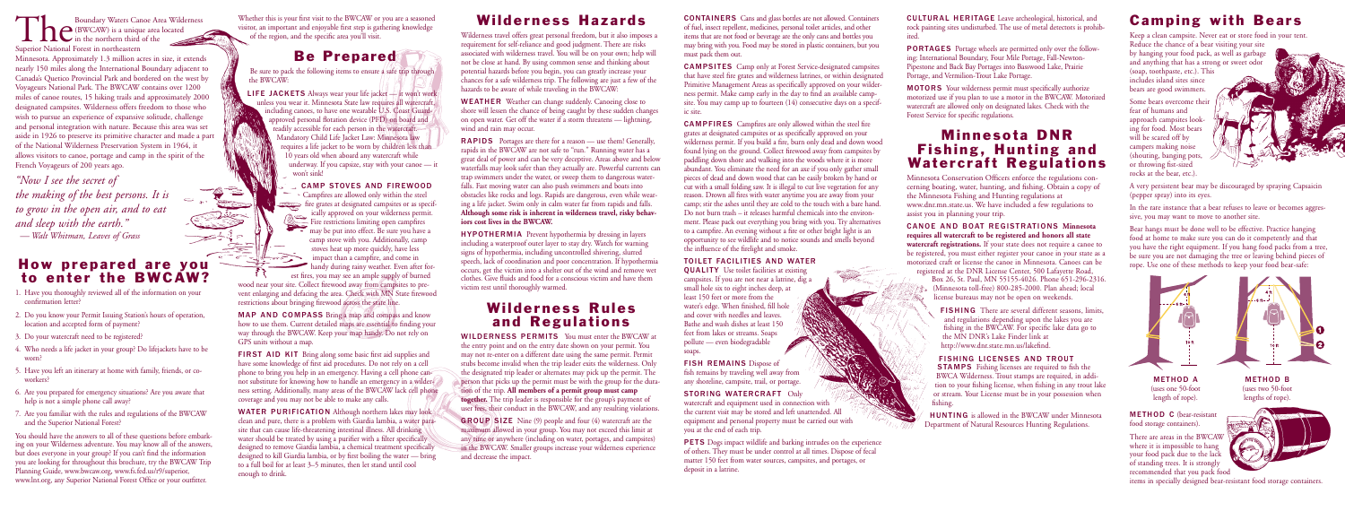The Boundary Waters Canoe Area Wilderness (BWCAW) is a unique area located in the northern third of the Superior National Forest in northeastern Minnesota. Approximately 1.3 million acres in size, it extends nearly 150 miles along the International Boundary adjacent to Canada's Quetico Provincial Park and bordered on the west by Voyageurs National Park. The BWCAW contains over 1200 miles of canoe routes, 12 hiking trails and approximately 2000 designated campsites. Wilderness offers freedom to those who wish to pursue an experience of expansive solitude, challenge and personal integration with nature. Because this area was set aside in 1926 to preserve its primitive character and made a part of the National Wilderness Preservation System in 1964, it allows visitors to canoe, portage and camp in the spirit of the French Voyageurs of 200 years ago.

*"Now I see the secret of the making of the best persons. It is to grow in the open air, and to eat and sleep with the earth."*
*— Walt Whitman, Leaves of Grass*

## How prepared are you to enter the BWCAW?

1. Have you thoroughly reviewed all of the information on your confirmation letter?
2. Do you know your Permit Issuing Station's hours of operation, location and accepted form of payment?
3. Do your watercraft need to be registered?
4. Who needs a life jacket in your group? Do lifejackets have to be worn?
5. Have you left an itinerary at home with family, friends, or co-workers?
6. Are you prepared for emergency situations? Are you aware that help is not a simple phone call away?
7. Are you familiar with the rules and regulations of the BWCAW and the Superior National Forest?

You should have the answers to all of these questions before embarking on your Wilderness adventure. You may know all of the answers, but does everyone in your group? If you can't find the information you are looking for throughout this brochure, try the BWCAW Trip Planning Guide, www.bwcaw.org, www.fs.fed.us/r9/superior, www.lnt.org, any Superior National Forest Office or your outfitter.

Whether this is your first visit to the BWCAW or you are a seasoned visitor, an important and enjoyable first step is gathering knowledge of the region, and the specific area you'll visit.

## Be Prepared

Be sure to pack the following items to ensure a safe trip through the BWCAW:

**LIFE JACKETS** Always wear your life jacket — it won't work unless you wear it. Minnesota State Law requires all watercraft, including canoes, to have one wearable U.S. Coast Guard-approved personal flotation device (PFD) on board and readily accessible for each person in the watercraft. Mandatory Child Life Jacket Law: Minnesota law requires a life jacket to be worn by children less than 10 years old when aboard any watercraft while underway. If you capsize, stay with your canoe — it won't sink!

**CAMP STOVES AND FIREWOOD** Campfires are allowed only within the steel fire grates at designated campsites or as specifically approved on your wilderness permit. Fire restrictions limiting open campfires may be put into effect. Be sure you have a camp stove with you. Additionally, camp stoves heat up more quickly, have less impact than a campfire, and come in handy during rainy weather. Even after forest fires, you may see an ample supply of burned wood near your site. Collect firewood away from campsites to prevent enlarging and defacing the area. Check with MN State firewood restrictions about bringing firewood across the state line.

**MAP AND COMPASS** Bring a map and compass and know how to use them. Current detailed maps are essential to finding your way through the BWCAW. Keep your map handy. Do not rely on GPS units without a map.

**FIRST AID KIT** Bring along some basic first aid supplies and have some knowledge of first aid procedures. Do not rely on a cell phone to bring you help in an emergency. Having a cell phone cannot substitute for knowing how to handle an emergency in a wilderness setting. Additionally, many areas of the BWCAW lack cell phone coverage and you may not be able to make any calls.

**WATER PURIFICATION** Although northern lakes may look clean and pure, there is a problem with Giardia lambia, a water parasite that can cause life-threatening intestinal illness. All drinking water should be treated by using a purifier with a filter specifically designed to remove Giardia lambia, a chemical treatment specifically designed to kill Giardia lambia, or by first boiling the water — bring to a full boil for at least 3–5 minutes, then let stand until cool enough to drink.

## Wilderness Hazards

Wilderness travel offers great personal freedom, but it also imposes a requirement for self-reliance and good judgment. There are risks associated with wilderness travel. You will be on your own; help will not be close at hand. By using common sense and thinking about potential hazards before you begin, you can greatly increase your chances for a safe wilderness trip. The following are just a few of the hazards to be aware of while traveling in the BWCAW:

**WEATHER** Weather can change suddenly. Canoeing close to shore will lessen the chance of being caught by these sudden changes on open water. Get off the water if a storm threatens — lightning, wind and rain may occur.

**RAPIDS** Portages are there for a reason — use them! Generally, rapids in the BWCAW are not safe to "run." Running water has a great deal of power and can be very deceptive. Areas above and below waterfalls may look safer than they actually are. Powerful currents can trap swimmers under the water, or sweep them to dangerous waterfalls. Fast moving water can also push swimmers and boats into obstacles like rocks and logs. Rapids are dangerous, even while wearing a life jacket. Swim only in calm water far from rapids and falls. **Although some risk is inherent in wilderness travel, risky behaviors cost lives in the BWCAW.**

**HYPOTHERMIA** Prevent hypothermia by dressing in layers including a waterproof outer layer to stay dry. Watch for warning signs of hypothermia, including uncontrolled shivering, slurred speech, lack of coordination and poor concentration. If hypothermia occurs, get the victim into a shelter out of the wind and remove wet clothes. Give fluids and food for a conscious victim and have them victim rest until thoroughly warmed.

## Wilderness Rules and Regulations

**WILDERNESS PERMITS** You must enter the BWCAW at the entry point and on the entry date shown on your permit. You may not re-enter on a different date using the same permit. Permit stubs become invalid when the trip leader exits the wilderness. Only the designated trip leader or alternates may pick up the permit. The person that picks up the permit must be with the group for the duration of the trip. **All members of a permit group must camp together.** The trip leader is responsible for the group's payment of user fees, their conduct in the BWCAW, and any resulting violations.

**GROUP SIZE** Nine (9) people and four (4) watercraft are the maximum allowed in your group. You may not exceed this limit at any time or anywhere (including on water, portages, and campsites) in the BWCAW. Smaller groups increase your wilderness experience and decrease the impact.

**CONTAINERS** Cans and glass bottles are not allowed. Containers of fuel, insect repellent, medicines, personal toilet articles, and other items that are not food or beverage are the only cans and bottles you may bring with you. Food may be stored in plastic containers, but you must pack them out.

**CAMPSITES** Camp only at Forest Service-designated campsites that have steel fire grates and wilderness latrines, or within designated Primitive Management Areas as specifically approved on your wilderness permit. Make camp early in the day to find an available campsite. You may camp up to fourteen (14) consecutive days on a specific site.

**CAMPFIRES** Campfires are only allowed within the steel fire grates at designated campsites or as specifically approved on your wilderness permit. If you build a fire, burn only dead and down wood found lying on the ground. Collect firewood away from campsites by paddling down shore and walking into the woods where it is more abundant. You eliminate the need for an axe if you only gather small pieces of dead and down wood that can be easily broken by hand or cut with a small folding saw. It is illegal to cut live vegetation for any reason. Drown all fires with water anytime you are away from your camp; stir the ashes until they are cold to the touch with a bare hand. Do not burn trash – it releases harmful chemicals into the environment. Please pack out everything you bring with you. Try alternatives to a campfire. An evening without a fire or other bright light is an opportunity to see wildlife and to notice sounds and smells beyond the influence of the firelight and smoke.

**TOILET FACILITIES AND WATER QUALITY** Use toilet facilities at existing campsites. If you are not near a latrine, dig a small hole six to eight inches deep, at least 150 feet or more from the water's edge. When finished, fill hole and cover with needles and leaves. Bathe and wash dishes at least 150 feet from lakes or streams. Soaps pollute — even biodegradable soaps.

**FISH REMAINS** Dispose of fish remains by traveling well away from any shoreline, campsite, trail, or portage.

**STORING WATERCRAFT** Only watercraft and equipment used in connection with the current visit may be stored and left unattended. All equipment and personal property must be carried out with you at the end of each trip.

**PETS** Dogs impact wildlife and barking intrudes on the experience of others. They must be under control at all times. Dispose of fecal matter 150 feet from water sources, campsites, and portages, or deposit in a latrine.

**CULTURAL HERITAGE** Leave archeological, historical, and rock painting sites undisturbed. The use of metal detectors is prohibited.

**PORTAGES** Portage wheels are permitted only over the following: International Boundary, Four Mile Portage, Fall-Newton-Pipestone and Back Bay Portages into Basswood Lake, Prairie Portage, and Vermilion-Trout Lake Portage.

**MOTORS** Your wilderness permit must specifically authorize motorized use if you plan to use a motor in the BWCAW. Motorized watercraft are allowed only on designated lakes. Check with the Forest Service for specific regulations.

## Minnesota DNR Fishing, Hunting and Watercraft Regulations

Minnesota Conservation Officers enforce the regulations concerning boating, water, hunting, and fishing. Obtain a copy of the Minnesota Fishing and Hunting regulations at www.dnr.mn.state.us. We have included a few regulations to assist you in planning your trip.

**CANOE AND BOAT REGISTRATIONS Minnesota requires all watercraft to be registered and honors all state watercraft registrations.** If your state does not require a canoe to be registered, you must either register your canoe in your state as a motorized craft or license the canoe in Minnesota. Canoes can be registered at the DNR License Center, 500 Lafayette Road, Box 26, St. Paul, MN 55155-4026. Phone 651-296-2316. (Minnesota toll-free) 800-285-2000. Plan ahead; local license bureaus may not be open on weekends.

**FISHING** There are several different seasons, limits, and regulations depending upon the lakes you are fishing in the BWCAW. For specific lake data go to the MN DNR's Lake Finder link at http://www.dnr.state.mn.us/lakefind.

**FISHING LICENSES AND TROUT STAMPS** Fishing licenses are required to fish the BWCA Wilderness. Trout stamps are required, in addition to your fishing license, when fishing in any trout lake or stream. Your License must be in your possession when fishing.

**HUNTING** is allowed in the BWCAW under Minnesota Department of Natural Resources Hunting Regulations.

## Camping with Bears

Keep a clean campsite. Never eat or store food in your tent. Reduce the chance of a bear visiting your site by hanging your food pack, as well as garbage and anything that has a strong or sweet odor (soap, toothpaste, etc.). This includes island sites since bears are good swimmers.

Some bears overcome their fear of humans and approach campsites looking for food. Most bears will be scared off by campers making noise (shouting, banging pots, or throwing fist-sized rocks at the bear, etc.).

A very persistent bear may be discouraged by spraying Capsaicin (pepper spray) into its eyes.

In the rare instance that a bear refuses to leave or becomes aggressive, you may want to move to another site.

Bear hangs must be done well to be effective. Practice hanging food at home to make sure you can do it competently and that you have the right equipment. If you hang food packs from a tree, be sure you are not damaging the tree or leaving behind pieces of rope. Use one of these methods to keep your food bear-safe:

4 ft
4 ft
10 ft
1
2

**METHOD A** (uses one 50-foot length of rope).

**METHOD B** (uses two 50-foot lengths of rope).

**METHOD C** (bear-resistant food storage containers).

There are areas in the BWCAW where it is impossible to hang your food pack due to the lack of standing trees. It is strongly recommended that you pack food items in specially designed bear-resistant food storage containers.